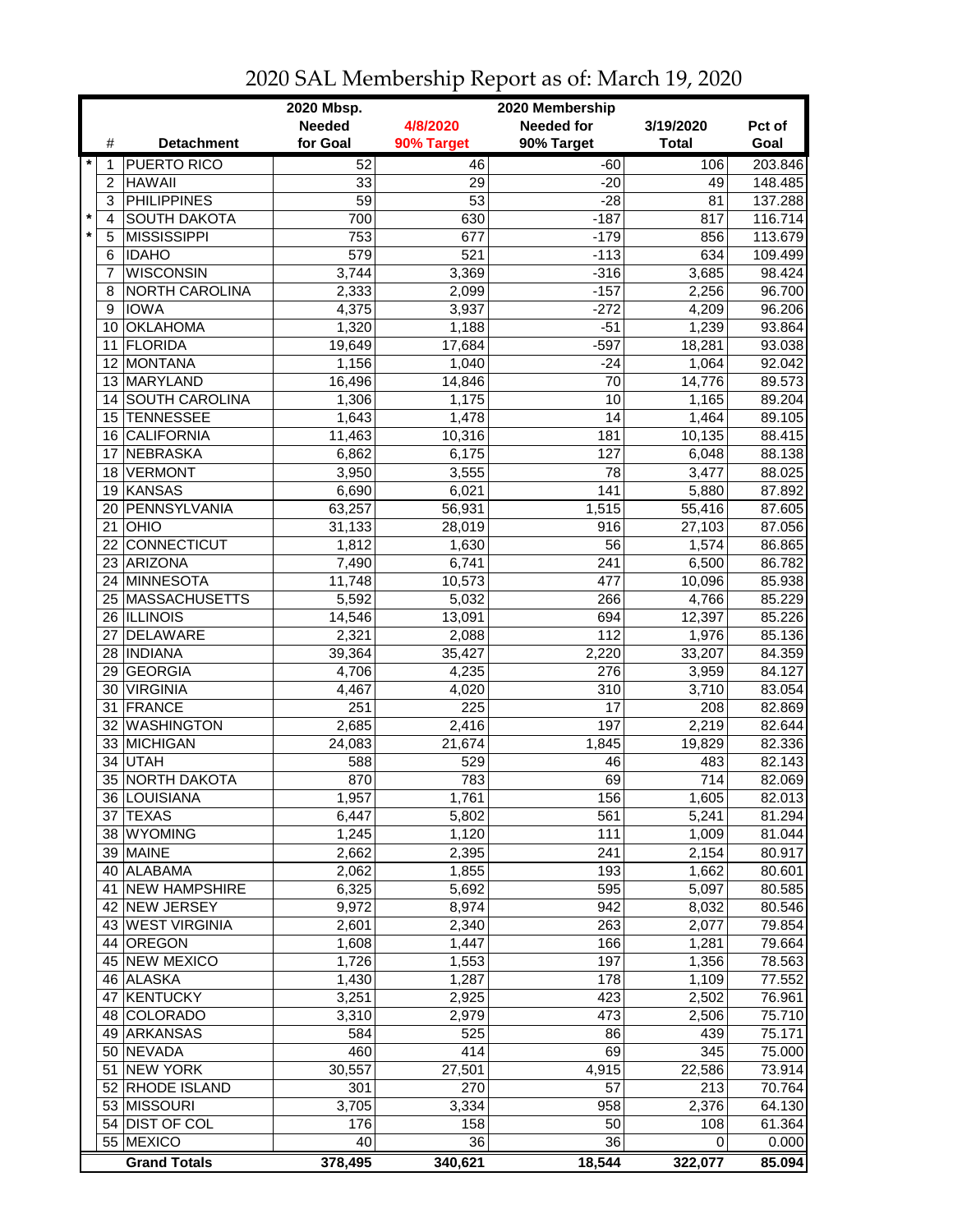# 2020 SAL Membership Report as of: March 19, 2020

| | # | Detachment | 2020 Mbsp. Needed for Goal | 4/8/2020 90% Target | 2020 Membership Needed for 90% Target | 3/19/2020 Total | Pct of Goal |
|---|---|---|---|---|---|---|---|
| * | 1 | PUERTO RICO | 52 | 46 | -60 | 106 | 203.846 |
| | 2 | HAWAII | 33 | 29 | -20 | 49 | 148.485 |
| | 3 | PHILIPPINES | 59 | 53 | -28 | 81 | 137.288 |
| * | 4 | SOUTH DAKOTA | 700 | 630 | -187 | 817 | 116.714 |
| * | 5 | MISSISSIPPI | 753 | 677 | -179 | 856 | 113.679 |
| | 6 | IDAHO | 579 | 521 | -113 | 634 | 109.499 |
| | 7 | WISCONSIN | 3,744 | 3,369 | -316 | 3,685 | 98.424 |
| | 8 | NORTH CAROLINA | 2,333 | 2,099 | -157 | 2,256 | 96.700 |
| | 9 | IOWA | 4,375 | 3,937 | -272 | 4,209 | 96.206 |
| | 10 | OKLAHOMA | 1,320 | 1,188 | -51 | 1,239 | 93.864 |
| | 11 | FLORIDA | 19,649 | 17,684 | -597 | 18,281 | 93.038 |
| | 12 | MONTANA | 1,156 | 1,040 | -24 | 1,064 | 92.042 |
| | 13 | MARYLAND | 16,496 | 14,846 | 70 | 14,776 | 89.573 |
| | 14 | SOUTH CAROLINA | 1,306 | 1,175 | 10 | 1,165 | 89.204 |
| | 15 | TENNESSEE | 1,643 | 1,478 | 14 | 1,464 | 89.105 |
| | 16 | CALIFORNIA | 11,463 | 10,316 | 181 | 10,135 | 88.415 |
| | 17 | NEBRASKA | 6,862 | 6,175 | 127 | 6,048 | 88.138 |
| | 18 | VERMONT | 3,950 | 3,555 | 78 | 3,477 | 88.025 |
| | 19 | KANSAS | 6,690 | 6,021 | 141 | 5,880 | 87.892 |
| | 20 | PENNSYLVANIA | 63,257 | 56,931 | 1,515 | 55,416 | 87.605 |
| | 21 | OHIO | 31,133 | 28,019 | 916 | 27,103 | 87.056 |
| | 22 | CONNECTICUT | 1,812 | 1,630 | 56 | 1,574 | 86.865 |
| | 23 | ARIZONA | 7,490 | 6,741 | 241 | 6,500 | 86.782 |
| | 24 | MINNESOTA | 11,748 | 10,573 | 477 | 10,096 | 85.938 |
| | 25 | MASSACHUSETTS | 5,592 | 5,032 | 266 | 4,766 | 85.229 |
| | 26 | ILLINOIS | 14,546 | 13,091 | 694 | 12,397 | 85.226 |
| | 27 | DELAWARE | 2,321 | 2,088 | 112 | 1,976 | 85.136 |
| | 28 | INDIANA | 39,364 | 35,427 | 2,220 | 33,207 | 84.359 |
| | 29 | GEORGIA | 4,706 | 4,235 | 276 | 3,959 | 84.127 |
| | 30 | VIRGINIA | 4,467 | 4,020 | 310 | 3,710 | 83.054 |
| | 31 | FRANCE | 251 | 225 | 17 | 208 | 82.869 |
| | 32 | WASHINGTON | 2,685 | 2,416 | 197 | 2,219 | 82.644 |
| | 33 | MICHIGAN | 24,083 | 21,674 | 1,845 | 19,829 | 82.336 |
| | 34 | UTAH | 588 | 529 | 46 | 483 | 82.143 |
| | 35 | NORTH DAKOTA | 870 | 783 | 69 | 714 | 82.069 |
| | 36 | LOUISIANA | 1,957 | 1,761 | 156 | 1,605 | 82.013 |
| | 37 | TEXAS | 6,447 | 5,802 | 561 | 5,241 | 81.294 |
| | 38 | WYOMING | 1,245 | 1,120 | 111 | 1,009 | 81.044 |
| | 39 | MAINE | 2,662 | 2,395 | 241 | 2,154 | 80.917 |
| | 40 | ALABAMA | 2,062 | 1,855 | 193 | 1,662 | 80.601 |
| | 41 | NEW HAMPSHIRE | 6,325 | 5,692 | 595 | 5,097 | 80.585 |
| | 42 | NEW JERSEY | 9,972 | 8,974 | 942 | 8,032 | 80.546 |
| | 43 | WEST VIRGINIA | 2,601 | 2,340 | 263 | 2,077 | 79.854 |
| | 44 | OREGON | 1,608 | 1,447 | 166 | 1,281 | 79.664 |
| | 45 | NEW MEXICO | 1,726 | 1,553 | 197 | 1,356 | 78.563 |
| | 46 | ALASKA | 1,430 | 1,287 | 178 | 1,109 | 77.552 |
| | 47 | KENTUCKY | 3,251 | 2,925 | 423 | 2,502 | 76.961 |
| | 48 | COLORADO | 3,310 | 2,979 | 473 | 2,506 | 75.710 |
| | 49 | ARKANSAS | 584 | 525 | 86 | 439 | 75.171 |
| | 50 | NEVADA | 460 | 414 | 69 | 345 | 75.000 |
| | 51 | NEW YORK | 30,557 | 27,501 | 4,915 | 22,586 | 73.914 |
| | 52 | RHODE ISLAND | 301 | 270 | 57 | 213 | 70.764 |
| | 53 | MISSOURI | 3,705 | 3,334 | 958 | 2,376 | 64.130 |
| | 54 | DIST OF COL | 176 | 158 | 50 | 108 | 61.364 |
| | 55 | MEXICO | 40 | 36 | 36 | 0 | 0.000 |
| | | **Grand Totals** | **378,495** | **340,621** | **18,544** | **322,077** | **85.094** |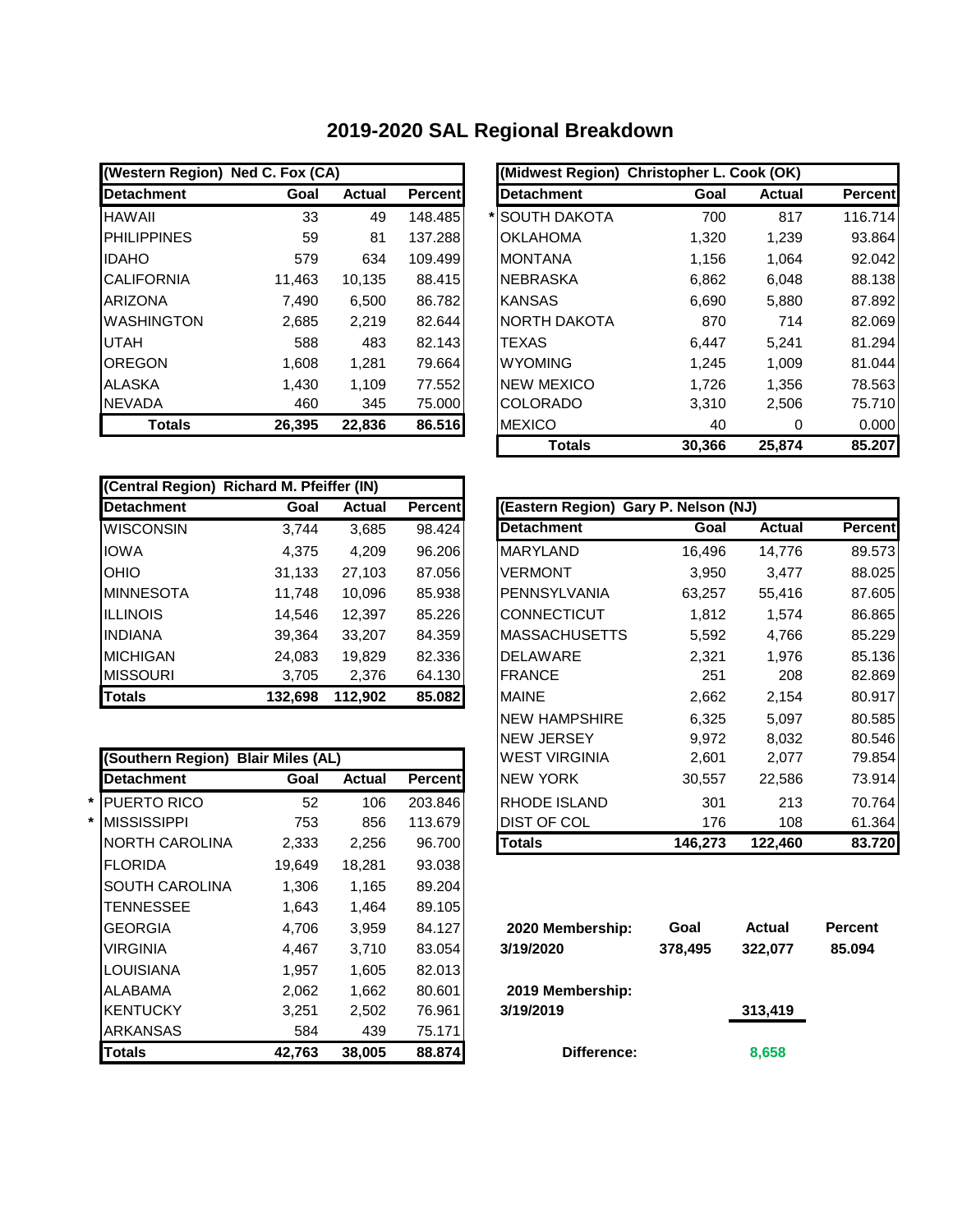# 2019-2020 SAL Regional Breakdown

| (Western Region) Ned C. Fox (CA) | | | |
|---|---|---|---|
| Detachment | Goal | Actual | Percent |
| HAWAII | 33 | 49 | 148.485 |
| PHILIPPINES | 59 | 81 | 137.288 |
| IDAHO | 579 | 634 | 109.499 |
| CALIFORNIA | 11,463 | 10,135 | 88.415 |
| ARIZONA | 7,490 | 6,500 | 86.782 |
| WASHINGTON | 2,685 | 2,219 | 82.644 |
| UTAH | 588 | 483 | 82.143 |
| OREGON | 1,608 | 1,281 | 79.664 |
| ALASKA | 1,430 | 1,109 | 77.552 |
| NEVADA | 460 | 345 | 75.000 |
| Totals | 26,395 | 22,836 | 86.516 |

| (Midwest Region) Christopher L. Cook (OK) | | | | |
|---|---|---|---|---|
| | Detachment | Goal | Actual | Percent |
| * | SOUTH DAKOTA | 700 | 817 | 116.714 |
| | OKLAHOMA | 1,320 | 1,239 | 93.864 |
| | MONTANA | 1,156 | 1,064 | 92.042 |
| | NEBRASKA | 6,862 | 6,048 | 88.138 |
| | KANSAS | 6,690 | 5,880 | 87.892 |
| | NORTH DAKOTA | 870 | 714 | 82.069 |
| | TEXAS | 6,447 | 5,241 | 81.294 |
| | WYOMING | 1,245 | 1,009 | 81.044 |
| | NEW MEXICO | 1,726 | 1,356 | 78.563 |
| | COLORADO | 3,310 | 2,506 | 75.710 |
| | MEXICO | 40 | 0 | 0.000 |
| | Totals | 30,366 | 25,874 | 85.207 |

| (Central Region) Richard M. Pfeiffer (IN) | | | |
|---|---|---|---|
| Detachment | Goal | Actual | Percent |
| WISCONSIN | 3,744 | 3,685 | 98.424 |
| IOWA | 4,375 | 4,209 | 96.206 |
| OHIO | 31,133 | 27,103 | 87.056 |
| MINNESOTA | 11,748 | 10,096 | 85.938 |
| ILLINOIS | 14,546 | 12,397 | 85.226 |
| INDIANA | 39,364 | 33,207 | 84.359 |
| MICHIGAN | 24,083 | 19,829 | 82.336 |
| MISSOURI | 3,705 | 2,376 | 64.130 |
| Totals | 132,698 | 112,902 | 85.082 |

| (Eastern Region) Gary P. Nelson (NJ) | | | |
|---|---|---|---|
| Detachment | Goal | Actual | Percent |
| MARYLAND | 16,496 | 14,776 | 89.573 |
| VERMONT | 3,950 | 3,477 | 88.025 |
| PENNSYLVANIA | 63,257 | 55,416 | 87.605 |
| CONNECTICUT | 1,812 | 1,574 | 86.865 |
| MASSACHUSETTS | 5,592 | 4,766 | 85.229 |
| DELAWARE | 2,321 | 1,976 | 85.136 |
| FRANCE | 251 | 208 | 82.869 |
| MAINE | 2,662 | 2,154 | 80.917 |
| NEW HAMPSHIRE | 6,325 | 5,097 | 80.585 |
| NEW JERSEY | 9,972 | 8,032 | 80.546 |
| WEST VIRGINIA | 2,601 | 2,077 | 79.854 |
| NEW YORK | 30,557 | 22,586 | 73.914 |
| RHODE ISLAND | 301 | 213 | 70.764 |
| DIST OF COL | 176 | 108 | 61.364 |
| Totals | 146,273 | 122,460 | 83.720 |

| (Southern Region) Blair Miles (AL) | | | | |
|---|---|---|---|---|
| | Detachment | Goal | Actual | Percent |
| * | PUERTO RICO | 52 | 106 | 203.846 |
| * | MISSISSIPPI | 753 | 856 | 113.679 |
| | NORTH CAROLINA | 2,333 | 2,256 | 96.700 |
| | FLORIDA | 19,649 | 18,281 | 93.038 |
| | SOUTH CAROLINA | 1,306 | 1,165 | 89.204 |
| | TENNESSEE | 1,643 | 1,464 | 89.105 |
| | GEORGIA | 4,706 | 3,959 | 84.127 |
| | VIRGINIA | 4,467 | 3,710 | 83.054 |
| | LOUISIANA | 1,957 | 1,605 | 82.013 |
| | ALABAMA | 2,062 | 1,662 | 80.601 |
| | KENTUCKY | 3,251 | 2,502 | 76.961 |
| | ARKANSAS | 584 | 439 | 75.171 |
| | Totals | 42,763 | 38,005 | 88.874 |

| 2020 Membership: | Goal | Actual | Percent |
|---|---|---|---|
| 3/19/2020 | 378,495 | 322,077 | 85.094 |
| 2019 Membership: | | | |
| 3/19/2019 | | 313,419 | |
| Difference: | | 8,658 | |